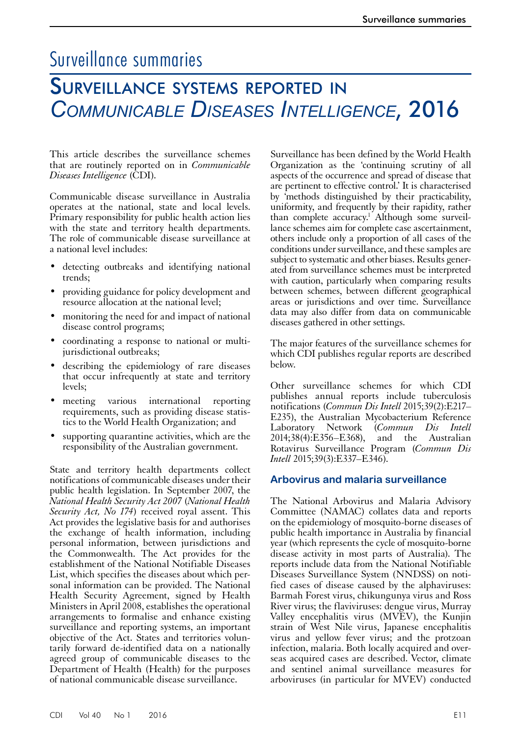# Surveillance summaries

## Surveillance systems reported in *Communicable Diseases Intelligence*, 2016

This article describes the surveillance schemes that are routinely reported on in *Communicable Diseases Intelligence* (CDI).

Communicable disease surveillance in Australia operates at the national, state and local levels. Primary responsibility for public health action lies with the state and territory health departments. The role of communicable disease surveillance at a national level includes:

- detecting outbreaks and identifying national trends;
- providing guidance for policy development and resource allocation at the national level;
- monitoring the need for and impact of national disease control programs;
- coordinating a response to national or multi-jurisdictional outbreaks;
- describing the epidemiology of rare diseases that occur infrequently at state and territory levels;
- meeting various international reporting requirements, such as providing disease statistics to the World Health Organization; and
- supporting quarantine activities, which are the responsibility of the Australian government.

State and territory health departments collect notifications of communicable diseases under their public health legislation. In September 2007, the *National Health Security Act 2007* (*National Health Security Act, No 174*) received royal assent. This Act provides the legislative basis for and authorises the exchange of health information, including personal information, between jurisdictions and the Commonwealth. The Act provides for the establishment of the National Notifiable Diseases List, which specifies the diseases about which personal information can be provided. The National Health Security Agreement, signed by Health Ministers in April 2008, establishes the operational arrangements to formalise and enhance existing surveillance and reporting systems, an important objective of the Act. States and territories voluntarily forward de-identified data on a nationally agreed group of communicable diseases to the Department of Health (Health) for the purposes of national communicable disease surveillance.

Surveillance has been defined by the World Health Organization as the 'continuing scrutiny of all aspects of the occurrence and spread of disease that are pertinent to effective control.' It is characterised by 'methods distinguished by their practicability, uniformity, and frequently by their rapidity, rather than complete accuracy.[1] Although some surveillance schemes aim for complete case ascertainment, others include only a proportion of all cases of the conditions under surveillance, and these samples are subject to systematic and other biases. Results generated from surveillance schemes must be interpreted with caution, particularly when comparing results between schemes, between different geographical areas or jurisdictions and over time. Surveillance data may also differ from data on communicable diseases gathered in other settings.

The major features of the surveillance schemes for which CDI publishes regular reports are described below.

Other surveillance schemes for which CDI publishes annual reports include tuberculosis notifications (*Commun Dis Intell* 2015;39(2):E217–E235), the Australian Mycobacterium Reference Laboratory Network (*Commun Dis Intell* 2014;38(4):E356–E368), and the Australian Rotavirus Surveillance Program (*Commun Dis Intell* 2015;39(3):E337–E346).

### Arbovirus and malaria surveillance

The National Arbovirus and Malaria Advisory Committee (NAMAC) collates data and reports on the epidemiology of mosquito-borne diseases of public health importance in Australia by financial year (which represents the cycle of mosquito-borne disease activity in most parts of Australia). The reports include data from the National Notifiable Diseases Surveillance System (NNDSS) on notified cases of disease caused by the alphaviruses: Barmah Forest virus, chikungunya virus and Ross River virus; the flaviviruses: dengue virus, Murray Valley encephalitis virus (MVEV), the Kunjin strain of West Nile virus, Japanese encephalitis virus and yellow fever virus; and the protzoan infection, malaria. Both locally acquired and overseas acquired cases are described. Vector, climate and sentinel animal surveillance measures for arboviruses (in particular for MVEV) conducted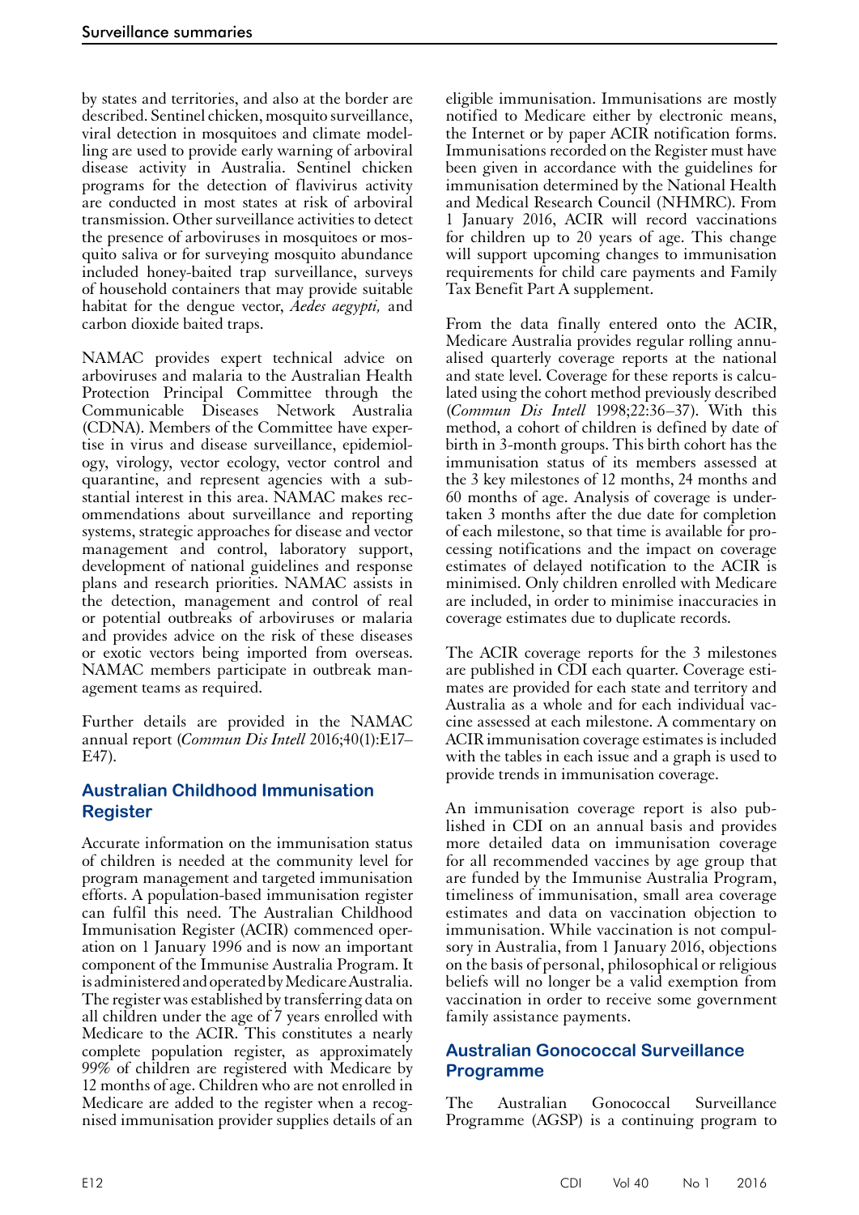by states and territories, and also at the border are described. Sentinel chicken, mosquito surveillance, viral detection in mosquitoes and climate modelling are used to provide early warning of arboviral disease activity in Australia. Sentinel chicken programs for the detection of flavivirus activity are conducted in most states at risk of arboviral transmission. Other surveillance activities to detect the presence of arboviruses in mosquitoes or mosquito saliva or for surveying mosquito abundance included honey-baited trap surveillance, surveys of household containers that may provide suitable habitat for the dengue vector, *Aedes aegypti,* and carbon dioxide baited traps.

NAMAC provides expert technical advice on arboviruses and malaria to the Australian Health Protection Principal Committee through the Communicable Diseases Network Australia (CDNA). Members of the Committee have expertise in virus and disease surveillance, epidemiology, virology, vector ecology, vector control and quarantine, and represent agencies with a substantial interest in this area. NAMAC makes recommendations about surveillance and reporting systems, strategic approaches for disease and vector management and control, laboratory support, development of national guidelines and response plans and research priorities. NAMAC assists in the detection, management and control of real or potential outbreaks of arboviruses or malaria and provides advice on the risk of these diseases or exotic vectors being imported from overseas. NAMAC members participate in outbreak management teams as required.

Further details are provided in the NAMAC annual report (*Commun Dis Intell* 2016;40(1):E17–E47).

## Australian Childhood Immunisation Register

Accurate information on the immunisation status of children is needed at the community level for program management and targeted immunisation efforts. A population-based immunisation register can fulfil this need. The Australian Childhood Immunisation Register (ACIR) commenced operation on 1 January 1996 and is now an important component of the Immunise Australia Program. It is administered and operated by Medicare Australia. The register was established by transferring data on all children under the age of 7 years enrolled with Medicare to the ACIR. This constitutes a nearly complete population register, as approximately 99% of children are registered with Medicare by 12 months of age. Children who are not enrolled in Medicare are added to the register when a recognised immunisation provider supplies details of an eligible immunisation. Immunisations are mostly notified to Medicare either by electronic means, the Internet or by paper ACIR notification forms. Immunisations recorded on the Register must have been given in accordance with the guidelines for immunisation determined by the National Health and Medical Research Council (NHMRC). From 1 January 2016, ACIR will record vaccinations for children up to 20 years of age. This change will support upcoming changes to immunisation requirements for child care payments and Family Tax Benefit Part A supplement.

From the data finally entered onto the ACIR, Medicare Australia provides regular rolling annualised quarterly coverage reports at the national and state level. Coverage for these reports is calculated using the cohort method previously described (*Commun Dis Intell* 1998;22:36–37). With this method, a cohort of children is defined by date of birth in 3-month groups. This birth cohort has the immunisation status of its members assessed at the 3 key milestones of 12 months, 24 months and 60 months of age. Analysis of coverage is undertaken 3 months after the due date for completion of each milestone, so that time is available for processing notifications and the impact on coverage estimates of delayed notification to the ACIR is minimised. Only children enrolled with Medicare are included, in order to minimise inaccuracies in coverage estimates due to duplicate records.

The ACIR coverage reports for the 3 milestones are published in CDI each quarter. Coverage estimates are provided for each state and territory and Australia as a whole and for each individual vaccine assessed at each milestone. A commentary on ACIR immunisation coverage estimates is included with the tables in each issue and a graph is used to provide trends in immunisation coverage.

An immunisation coverage report is also published in CDI on an annual basis and provides more detailed data on immunisation coverage for all recommended vaccines by age group that are funded by the Immunise Australia Program, timeliness of immunisation, small area coverage estimates and data on vaccination objection to immunisation. While vaccination is not compulsory in Australia, from 1 January 2016, objections on the basis of personal, philosophical or religious beliefs will no longer be a valid exemption from vaccination in order to receive some government family assistance payments.

## Australian Gonococcal Surveillance Programme

The Australian Gonococcal Surveillance Programme (AGSP) is a continuing program to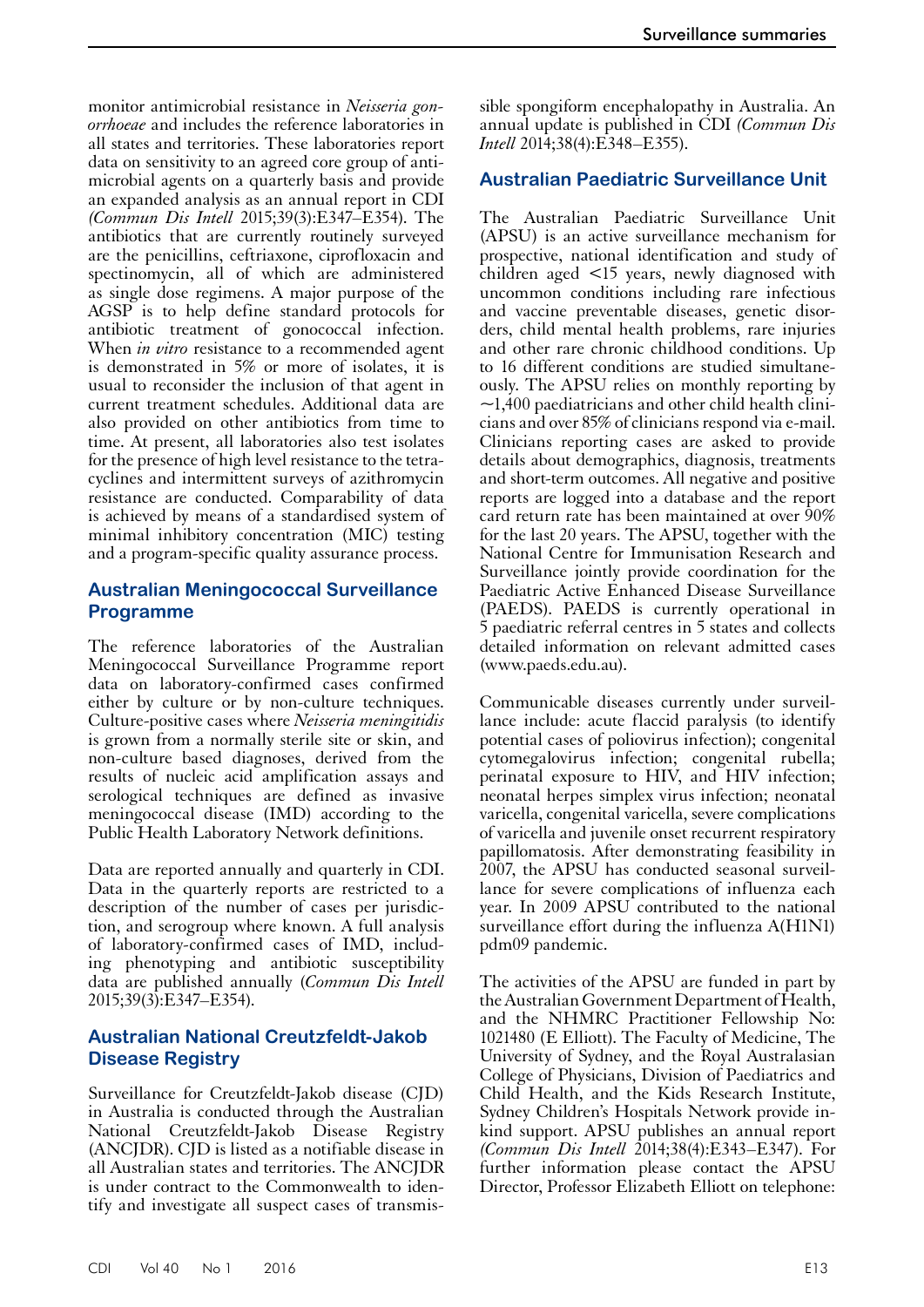monitor antimicrobial resistance in *Neisseria gonorrhoeae* and includes the reference laboratories in all states and territories. These laboratories report data on sensitivity to an agreed core group of antimicrobial agents on a quarterly basis and provide an expanded analysis as an annual report in CDI *(Commun Dis Intell* 2015;39(3):E347–E354). The antibiotics that are currently routinely surveyed are the penicillins, ceftriaxone, ciprofloxacin and spectinomycin, all of which are administered as single dose regimens. A major purpose of the AGSP is to help define standard protocols for antibiotic treatment of gonococcal infection. When *in vitro* resistance to a recommended agent is demonstrated in 5% or more of isolates, it is usual to reconsider the inclusion of that agent in current treatment schedules. Additional data are also provided on other antibiotics from time to time. At present, all laboratories also test isolates for the presence of high level resistance to the tetracyclines and intermittent surveys of azithromycin resistance are conducted. Comparability of data is achieved by means of a standardised system of minimal inhibitory concentration (MIC) testing and a program-specific quality assurance process.

## Australian Meningococcal Surveillance Programme

The reference laboratories of the Australian Meningococcal Surveillance Programme report data on laboratory-confirmed cases confirmed either by culture or by non-culture techniques. Culture-positive cases where *Neisseria meningitidis* is grown from a normally sterile site or skin, and non-culture based diagnoses, derived from the results of nucleic acid amplification assays and serological techniques are defined as invasive meningococcal disease (IMD) according to the Public Health Laboratory Network definitions.

Data are reported annually and quarterly in CDI. Data in the quarterly reports are restricted to a description of the number of cases per jurisdiction, and serogroup where known. A full analysis of laboratory-confirmed cases of IMD, including phenotyping and antibiotic susceptibility data are published annually (*Commun Dis Intell* 2015;39(3):E347–E354).

## Australian National Creutzfeldt-Jakob Disease Registry

Surveillance for Creutzfeldt-Jakob disease (CJD) in Australia is conducted through the Australian National Creutzfeldt-Jakob Disease Registry (ANCJDR). CJD is listed as a notifiable disease in all Australian states and territories. The ANCJDR is under contract to the Commonwealth to identify and investigate all suspect cases of transmissible spongiform encephalopathy in Australia. An annual update is published in CDI *(Commun Dis Intell* 2014;38(4):E348–E355).

## Australian Paediatric Surveillance Unit

The Australian Paediatric Surveillance Unit (APSU) is an active surveillance mechanism for prospective, national identification and study of children aged <15 years, newly diagnosed with uncommon conditions including rare infectious and vaccine preventable diseases, genetic disorders, child mental health problems, rare injuries and other rare chronic childhood conditions. Up to 16 different conditions are studied simultaneously. The APSU relies on monthly reporting by ~1,400 paediatricians and other child health clinicians and over 85% of clinicians respond via e-mail. Clinicians reporting cases are asked to provide details about demographics, diagnosis, treatments and short-term outcomes. All negative and positive reports are logged into a database and the report card return rate has been maintained at over 90% for the last 20 years. The APSU, together with the National Centre for Immunisation Research and Surveillance jointly provide coordination for the Paediatric Active Enhanced Disease Surveillance (PAEDS). PAEDS is currently operational in 5 paediatric referral centres in 5 states and collects detailed information on relevant admitted cases (www.paeds.edu.au).

Communicable diseases currently under surveillance include: acute flaccid paralysis (to identify potential cases of poliovirus infection); congenital cytomegalovirus infection; congenital rubella; perinatal exposure to HIV, and HIV infection; neonatal herpes simplex virus infection; neonatal varicella, congenital varicella, severe complications of varicella and juvenile onset recurrent respiratory papillomatosis. After demonstrating feasibility in 2007, the APSU has conducted seasonal surveillance for severe complications of influenza each year. In 2009 APSU contributed to the national surveillance effort during the influenza A(H1N1) pdm09 pandemic.

The activities of the APSU are funded in part by the Australian Government Department of Health, and the NHMRC Practitioner Fellowship No: 1021480 (E Elliott). The Faculty of Medicine, The University of Sydney, and the Royal Australasian College of Physicians, Division of Paediatrics and Child Health, and the Kids Research Institute, Sydney Children's Hospitals Network provide in-kind support. APSU publishes an annual report *(Commun Dis Intell* 2014;38(4):E343–E347). For further information please contact the APSU Director, Professor Elizabeth Elliott on telephone: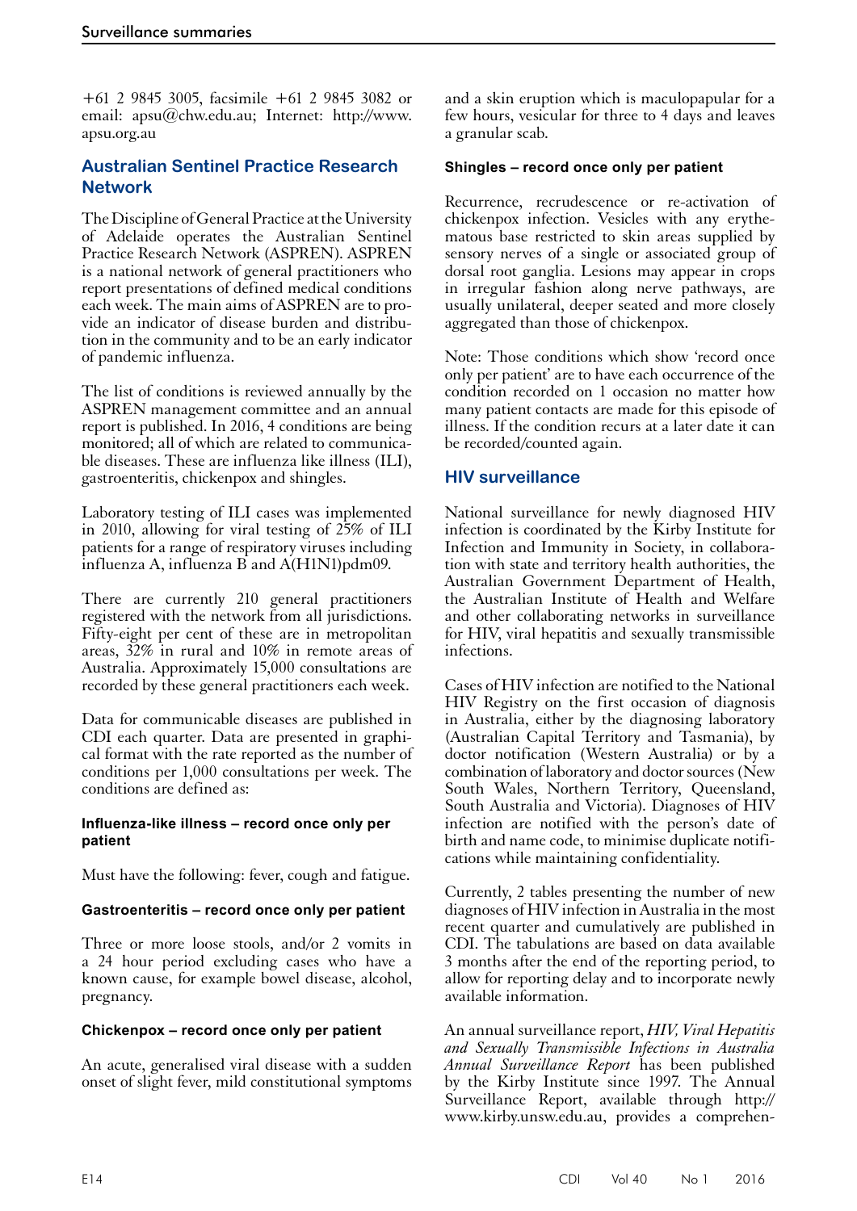+61 2 9845 3005, facsimile +61 2 9845 3082 or email: apsu@chw.edu.au; Internet: http://www.apsu.org.au

## Australian Sentinel Practice Research Network

The Discipline of General Practice at the University of Adelaide operates the Australian Sentinel Practice Research Network (ASPREN). ASPREN is a national network of general practitioners who report presentations of defined medical conditions each week. The main aims of ASPREN are to provide an indicator of disease burden and distribution in the community and to be an early indicator of pandemic influenza.

The list of conditions is reviewed annually by the ASPREN management committee and an annual report is published. In 2016, 4 conditions are being monitored; all of which are related to communicable diseases. These are influenza like illness (ILI), gastroenteritis, chickenpox and shingles.

Laboratory testing of ILI cases was implemented in 2010, allowing for viral testing of 25% of ILI patients for a range of respiratory viruses including influenza A, influenza B and A(H1N1)pdm09.

There are currently 210 general practitioners registered with the network from all jurisdictions. Fifty-eight per cent of these are in metropolitan areas, 32% in rural and 10% in remote areas of Australia. Approximately 15,000 consultations are recorded by these general practitioners each week.

Data for communicable diseases are published in CDI each quarter. Data are presented in graphical format with the rate reported as the number of conditions per 1,000 consultations per week. The conditions are defined as:

#### Influenza-like illness – record once only per patient

Must have the following: fever, cough and fatigue.

#### Gastroenteritis – record once only per patient

Three or more loose stools, and/or 2 vomits in a 24 hour period excluding cases who have a known cause, for example bowel disease, alcohol, pregnancy.

#### Chickenpox – record once only per patient

An acute, generalised viral disease with a sudden onset of slight fever, mild constitutional symptoms and a skin eruption which is maculopapular for a few hours, vesicular for three to 4 days and leaves a granular scab.

#### Shingles – record once only per patient

Recurrence, recrudescence or re-activation of chickenpox infection. Vesicles with any erythematous base restricted to skin areas supplied by sensory nerves of a single or associated group of dorsal root ganglia. Lesions may appear in crops in irregular fashion along nerve pathways, are usually unilateral, deeper seated and more closely aggregated than those of chickenpox.

Note: Those conditions which show 'record once only per patient' are to have each occurrence of the condition recorded on 1 occasion no matter how many patient contacts are made for this episode of illness. If the condition recurs at a later date it can be recorded/counted again.

## HIV surveillance

National surveillance for newly diagnosed HIV infection is coordinated by the Kirby Institute for Infection and Immunity in Society, in collaboration with state and territory health authorities, the Australian Government Department of Health, the Australian Institute of Health and Welfare and other collaborating networks in surveillance for HIV, viral hepatitis and sexually transmissible infections.

Cases of HIV infection are notified to the National HIV Registry on the first occasion of diagnosis in Australia, either by the diagnosing laboratory (Australian Capital Territory and Tasmania), by doctor notification (Western Australia) or by a combination of laboratory and doctor sources (New South Wales, Northern Territory, Queensland, South Australia and Victoria). Diagnoses of HIV infection are notified with the person's date of birth and name code, to minimise duplicate notifications while maintaining confidentiality.

Currently, 2 tables presenting the number of new diagnoses of HIV infection in Australia in the most recent quarter and cumulatively are published in CDI. The tabulations are based on data available 3 months after the end of the reporting period, to allow for reporting delay and to incorporate newly available information.

An annual surveillance report, *HIV, Viral Hepatitis and Sexually Transmissible Infections in Australia Annual Surveillance Report* has been published by the Kirby Institute since 1997. The Annual Surveillance Report, available through http://www.kirby.unsw.edu.au, provides a comprehen-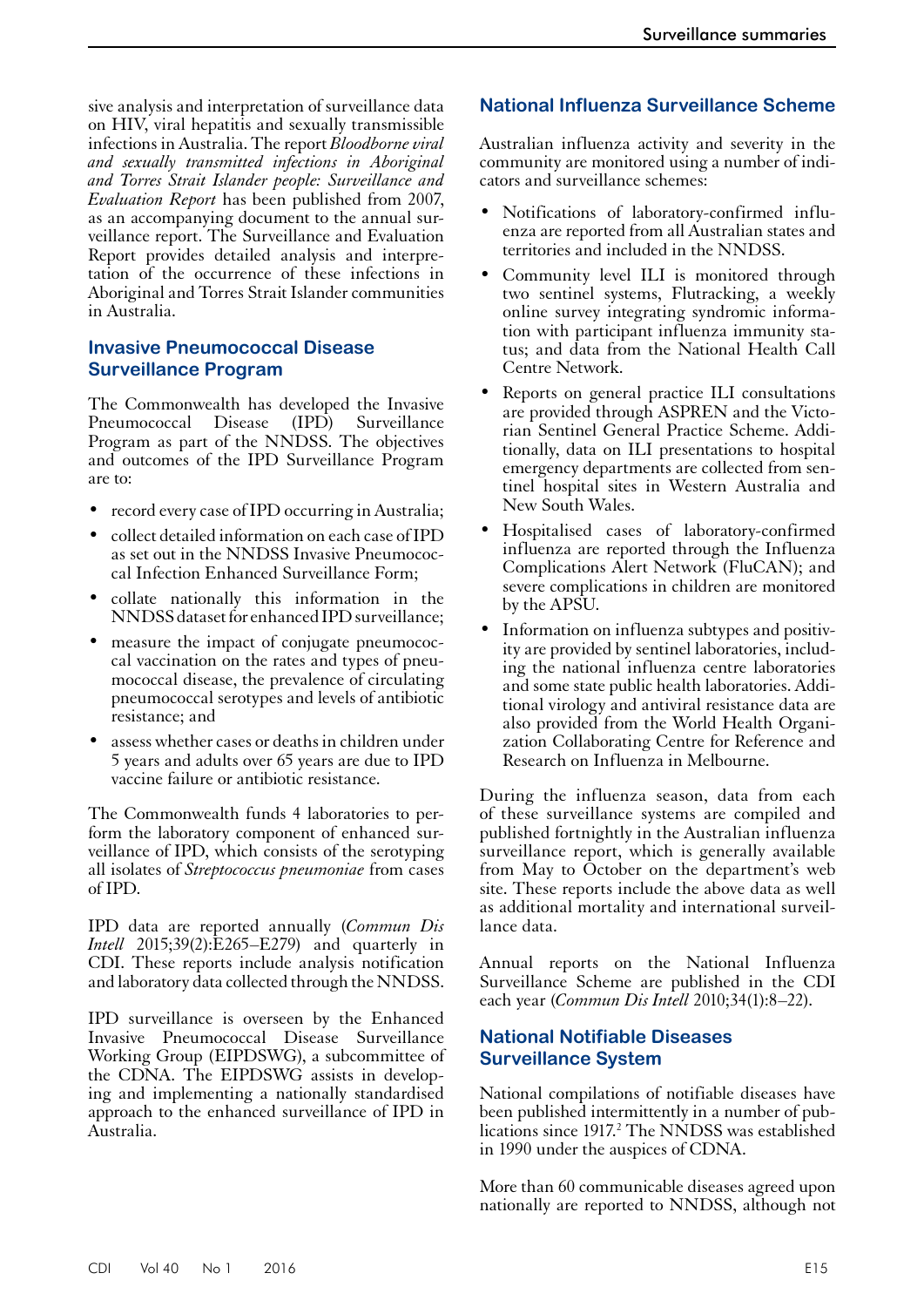sive analysis and interpretation of surveillance data on HIV, viral hepatitis and sexually transmissible infections in Australia. The report *Bloodborne viral and sexually transmitted infections in Aboriginal and Torres Strait Islander people: Surveillance and Evaluation Report* has been published from 2007, as an accompanying document to the annual surveillance report. The Surveillance and Evaluation Report provides detailed analysis and interpretation of the occurrence of these infections in Aboriginal and Torres Strait Islander communities in Australia.

## Invasive Pneumococcal Disease Surveillance Program

The Commonwealth has developed the Invasive Pneumococcal Disease (IPD) Surveillance Program as part of the NNDSS. The objectives and outcomes of the IPD Surveillance Program are to:

- record every case of IPD occurring in Australia;
- collect detailed information on each case of IPD as set out in the NNDSS Invasive Pneumococcal Infection Enhanced Surveillance Form;
- collate nationally this information in the NNDSS dataset for enhanced IPD surveillance;
- measure the impact of conjugate pneumococcal vaccination on the rates and types of pneumococcal disease, the prevalence of circulating pneumococcal serotypes and levels of antibiotic resistance; and
- assess whether cases or deaths in children under 5 years and adults over 65 years are due to IPD vaccine failure or antibiotic resistance.

The Commonwealth funds 4 laboratories to perform the laboratory component of enhanced surveillance of IPD, which consists of the serotyping all isolates of *Streptococcus pneumoniae* from cases of IPD.

IPD data are reported annually (*Commun Dis Intell* 2015;39(2):E265–E279) and quarterly in CDI. These reports include analysis notification and laboratory data collected through the NNDSS.

IPD surveillance is overseen by the Enhanced Invasive Pneumococcal Disease Surveillance Working Group (EIPDSWG), a subcommittee of the CDNA. The EIPDSWG assists in developing and implementing a nationally standardised approach to the enhanced surveillance of IPD in Australia.

## National Influenza Surveillance Scheme

Australian influenza activity and severity in the community are monitored using a number of indicators and surveillance schemes:

- Notifications of laboratory-confirmed influenza are reported from all Australian states and territories and included in the NNDSS.
- Community level ILI is monitored through two sentinel systems, Flutracking, a weekly online survey integrating syndromic information with participant influenza immunity status; and data from the National Health Call Centre Network.
- Reports on general practice ILI consultations are provided through ASPREN and the Victorian Sentinel General Practice Scheme. Additionally, data on ILI presentations to hospital emergency departments are collected from sentinel hospital sites in Western Australia and New South Wales.
- Hospitalised cases of laboratory-confirmed influenza are reported through the Influenza Complications Alert Network (FluCAN); and severe complications in children are monitored by the APSU.
- Information on influenza subtypes and positivity are provided by sentinel laboratories, including the national influenza centre laboratories and some state public health laboratories. Additional virology and antiviral resistance data are also provided from the World Health Organization Collaborating Centre for Reference and Research on Influenza in Melbourne.

During the influenza season, data from each of these surveillance systems are compiled and published fortnightly in the Australian influenza surveillance report, which is generally available from May to October on the department's web site. These reports include the above data as well as additional mortality and international surveillance data.

Annual reports on the National Influenza Surveillance Scheme are published in the CDI each year (*Commun Dis Intell* 2010;34(1):8–22).

## National Notifiable Diseases Surveillance System

National compilations of notifiable diseases have been published intermittently in a number of publications since 1917.[2] The NNDSS was established in 1990 under the auspices of CDNA.

More than 60 communicable diseases agreed upon nationally are reported to NNDSS, although not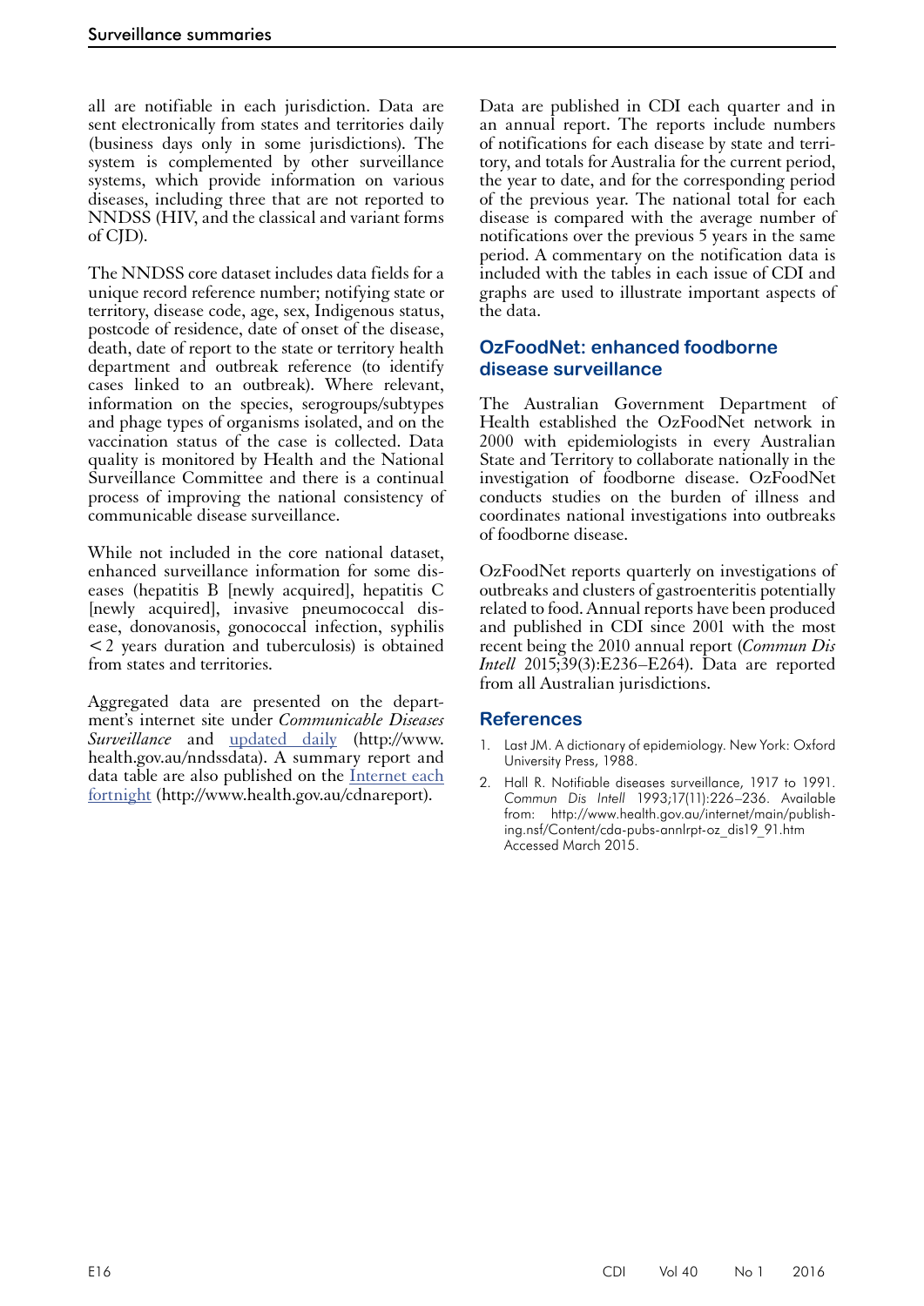all are notifiable in each jurisdiction. Data are sent electronically from states and territories daily (business days only in some jurisdictions). The system is complemented by other surveillance systems, which provide information on various diseases, including three that are not reported to NNDSS (HIV, and the classical and variant forms of CJD).

The NNDSS core dataset includes data fields for a unique record reference number; notifying state or territory, disease code, age, sex, Indigenous status, postcode of residence, date of onset of the disease, death, date of report to the state or territory health department and outbreak reference (to identify cases linked to an outbreak). Where relevant, information on the species, serogroups/subtypes and phage types of organisms isolated, and on the vaccination status of the case is collected. Data quality is monitored by Health and the National Surveillance Committee and there is a continual process of improving the national consistency of communicable disease surveillance.

While not included in the core national dataset, enhanced surveillance information for some diseases (hepatitis B [newly acquired], hepatitis C [newly acquired], invasive pneumococcal disease, donovanosis, gonococcal infection, syphilis < 2 years duration and tuberculosis) is obtained from states and territories.

Aggregated data are presented on the department's internet site under *Communicable Diseases Surveillance* and updated daily (http://www.health.gov.au/nndssdata). A summary report and data table are also published on the Internet each fortnight (http://www.health.gov.au/cdnareport).

Data are published in CDI each quarter and in an annual report. The reports include numbers of notifications for each disease by state and territory, and totals for Australia for the current period, the year to date, and for the corresponding period of the previous year. The national total for each disease is compared with the average number of notifications over the previous 5 years in the same period. A commentary on the notification data is included with the tables in each issue of CDI and graphs are used to illustrate important aspects of the data.

## OzFoodNet: enhanced foodborne disease surveillance

The Australian Government Department of Health established the OzFoodNet network in 2000 with epidemiologists in every Australian State and Territory to collaborate nationally in the investigation of foodborne disease. OzFoodNet conducts studies on the burden of illness and coordinates national investigations into outbreaks of foodborne disease.

OzFoodNet reports quarterly on investigations of outbreaks and clusters of gastroenteritis potentially related to food. Annual reports have been produced and published in CDI since 2001 with the most recent being the 2010 annual report (*Commun Dis Intell* 2015;39(3):E236–E264). Data are reported from all Australian jurisdictions.

## References

1. Last JM. A dictionary of epidemiology. New York: Oxford University Press, 1988.
2. Hall R. Notifiable diseases surveillance, 1917 to 1991. *Commun Dis Intell* 1993;17(11):226–236. Available from: http://www.health.gov.au/internet/main/publishing.nsf/Content/cda-pubs-annlrpt-oz_dis19_91.htm Accessed March 2015.